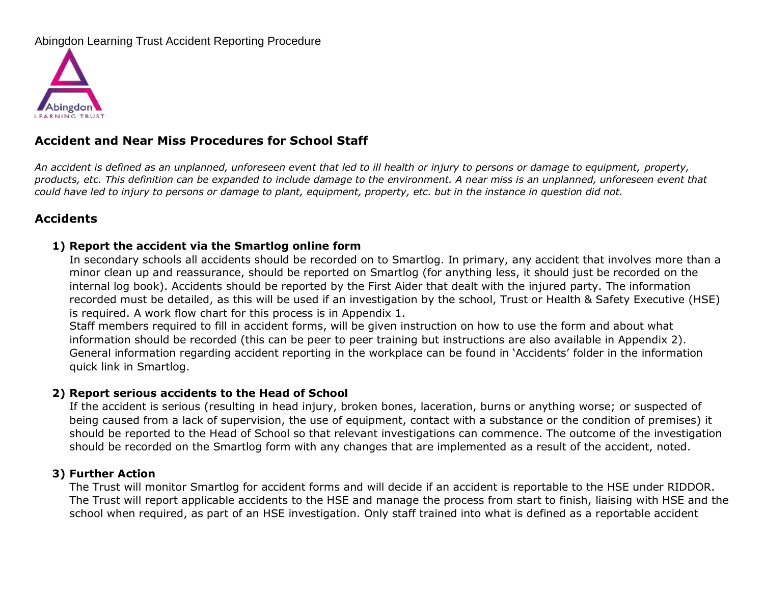Abingdon Learning Trust Accident Reporting Procedure

## Accident and Near Miss Procedures for School Staff

*An accident is defined as an unplanned, unforeseen event that led to ill health or injury to persons or damage to equipment, property, products, etc. This definition can be expanded to include damage to the environment. A near miss is an unplanned, unforeseen event that could have led to injury to persons or damage to plant, equipment, property, etc. but in the instance in question did not.*

## Accidents

1) **Report the accident via the Smartlog online form**
   In secondary schools all accidents should be recorded on to Smartlog. In primary, any accident that involves more than a minor clean up and reassurance, should be reported on Smartlog (for anything less, it should just be recorded on the internal log book). Accidents should be reported by the First Aider that dealt with the injured party. The information recorded must be detailed, as this will be used if an investigation by the school, Trust or Health & Safety Executive (HSE) is required. A work flow chart for this process is in Appendix 1.
   Staff members required to fill in accident forms, will be given instruction on how to use the form and about what information should be recorded (this can be peer to peer training but instructions are also available in Appendix 2). General information regarding accident reporting in the workplace can be found in 'Accidents' folder in the information quick link in Smartlog.

2) **Report serious accidents to the Head of School**
   If the accident is serious (resulting in head injury, broken bones, laceration, burns or anything worse; or suspected of being caused from a lack of supervision, the use of equipment, contact with a substance or the condition of premises) it should be reported to the Head of School so that relevant investigations can commence. The outcome of the investigation should be recorded on the Smartlog form with any changes that are implemented as a result of the accident, noted.

3) **Further Action**
   The Trust will monitor Smartlog for accident forms and will decide if an accident is reportable to the HSE under RIDDOR. The Trust will report applicable accidents to the HSE and manage the process from start to finish, liaising with HSE and the school when required, as part of an HSE investigation. Only staff trained into what is defined as a reportable accident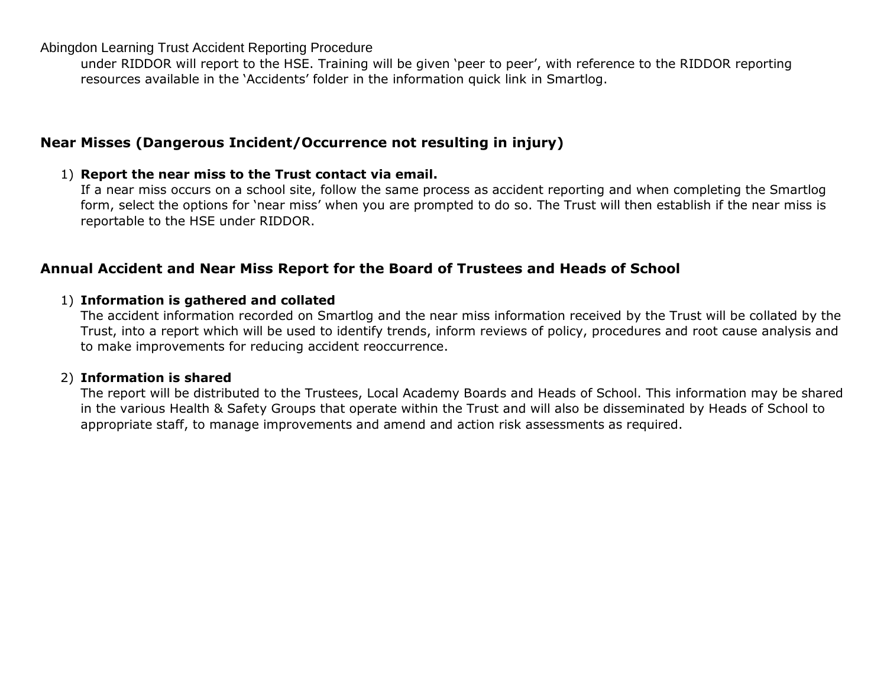under RIDDOR will report to the HSE. Training will be given 'peer to peer', with reference to the RIDDOR reporting resources available in the 'Accidents' folder in the information quick link in Smartlog.

## Near Misses (Dangerous Incident/Occurrence not resulting in injury)

1) **Report the near miss to the Trust contact via email.**
   If a near miss occurs on a school site, follow the same process as accident reporting and when completing the Smartlog form, select the options for 'near miss' when you are prompted to do so. The Trust will then establish if the near miss is reportable to the HSE under RIDDOR.

## Annual Accident and Near Miss Report for the Board of Trustees and Heads of School

1) **Information is gathered and collated**
   The accident information recorded on Smartlog and the near miss information received by the Trust will be collated by the Trust, into a report which will be used to identify trends, inform reviews of policy, procedures and root cause analysis and to make improvements for reducing accident reoccurrence.

2) **Information is shared**
   The report will be distributed to the Trustees, Local Academy Boards and Heads of School. This information may be shared in the various Health & Safety Groups that operate within the Trust and will also be disseminated by Heads of School to appropriate staff, to manage improvements and amend and action risk assessments as required.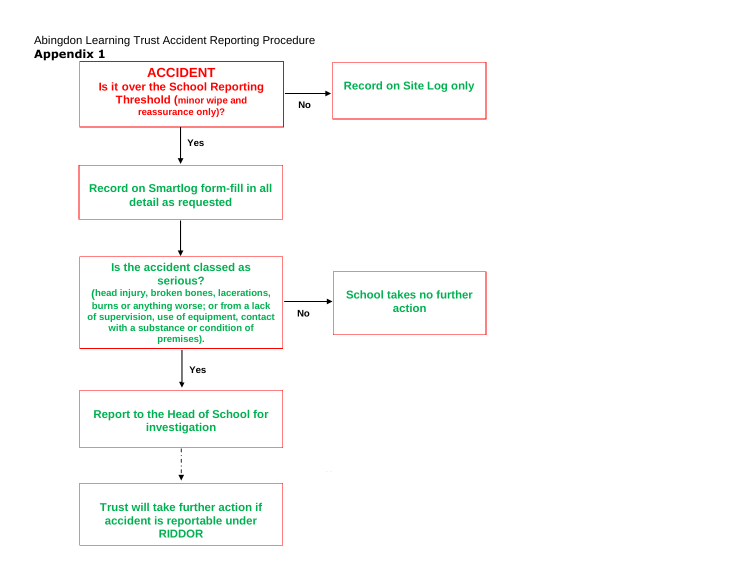Abingdon Learning Trust Accident Reporting Procedure

**Appendix 1**

**ACCIDENT**
**Is it over the School Reporting Threshold (minor wipe and reassurance only)?**

- **No** → **Record on Site Log only**
- **Yes** ↓

**Record on Smartlog form-fill in all detail as requested**

↓

**Is the accident classed as serious?**
**(head injury, broken bones, lacerations, burns or anything worse; or from a lack of supervision, use of equipment, contact with a substance or condition of premises).**

- **No** → **School takes no further action**
- **Yes** ↓

**Report to the Head of School for investigation**

↓

**Trust will take further action if accident is reportable under RIDDOR**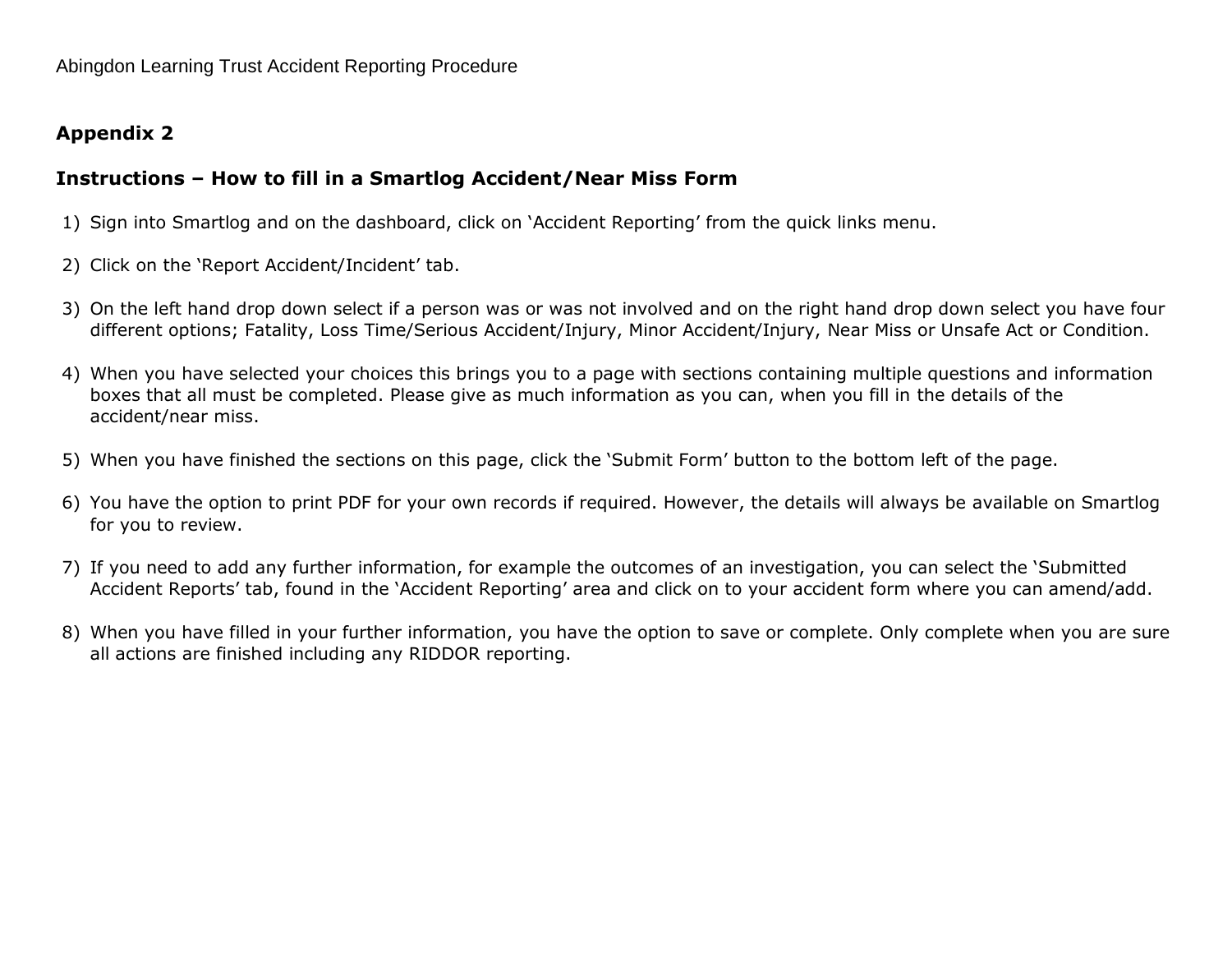## Appendix 2

### Instructions – How to fill in a Smartlog Accident/Near Miss Form

1) Sign into Smartlog and on the dashboard, click on 'Accident Reporting' from the quick links menu.

2) Click on the 'Report Accident/Incident' tab.

3) On the left hand drop down select if a person was or was not involved and on the right hand drop down select you have four different options; Fatality, Loss Time/Serious Accident/Injury, Minor Accident/Injury, Near Miss or Unsafe Act or Condition.

4) When you have selected your choices this brings you to a page with sections containing multiple questions and information boxes that all must be completed. Please give as much information as you can, when you fill in the details of the accident/near miss.

5) When you have finished the sections on this page, click the 'Submit Form' button to the bottom left of the page.

6) You have the option to print PDF for your own records if required. However, the details will always be available on Smartlog for you to review.

7) If you need to add any further information, for example the outcomes of an investigation, you can select the 'Submitted Accident Reports' tab, found in the 'Accident Reporting' area and click on to your accident form where you can amend/add.

8) When you have filled in your further information, you have the option to save or complete. Only complete when you are sure all actions are finished including any RIDDOR reporting.